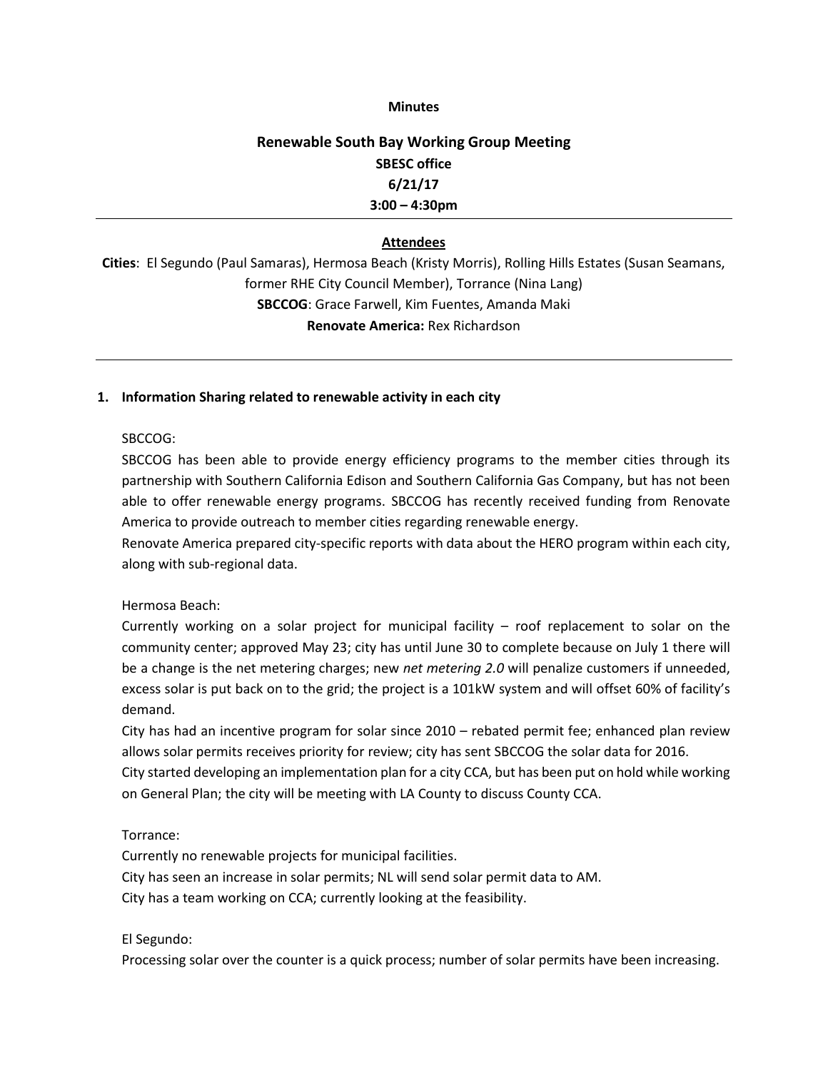**Minutes**

# Renewable South Bay Working Group Meeting

**SBESC office**

**6/21/17**

**3:00 – 4:30pm**

---

## Attendees

**Cities**: El Segundo (Paul Samaras), Hermosa Beach (Kristy Morris), Rolling Hills Estates (Susan Seamans, former RHE City Council Member), Torrance (Nina Lang)

**SBCCOG**: Grace Farwell, Kim Fuentes, Amanda Maki

**Renovate America:** Rex Richardson

---

**1. Information Sharing related to renewable activity in each city**

SBCCOG:

SBCCOG has been able to provide energy efficiency programs to the member cities through its partnership with Southern California Edison and Southern California Gas Company, but has not been able to offer renewable energy programs. SBCCOG has recently received funding from Renovate America to provide outreach to member cities regarding renewable energy.

Renovate America prepared city-specific reports with data about the HERO program within each city, along with sub-regional data.

Hermosa Beach:

Currently working on a solar project for municipal facility – roof replacement to solar on the community center; approved May 23; city has until June 30 to complete because on July 1 there will be a change is the net metering charges; new *net metering 2.0* will penalize customers if unneeded, excess solar is put back on to the grid; the project is a 101kW system and will offset 60% of facility's demand.

City has had an incentive program for solar since 2010 – rebated permit fee; enhanced plan review allows solar permits receives priority for review; city has sent SBCCOG the solar data for 2016.

City started developing an implementation plan for a city CCA, but has been put on hold while working on General Plan; the city will be meeting with LA County to discuss County CCA.

Torrance:

Currently no renewable projects for municipal facilities.

City has seen an increase in solar permits; NL will send solar permit data to AM.

City has a team working on CCA; currently looking at the feasibility.

El Segundo:

Processing solar over the counter is a quick process; number of solar permits have been increasing.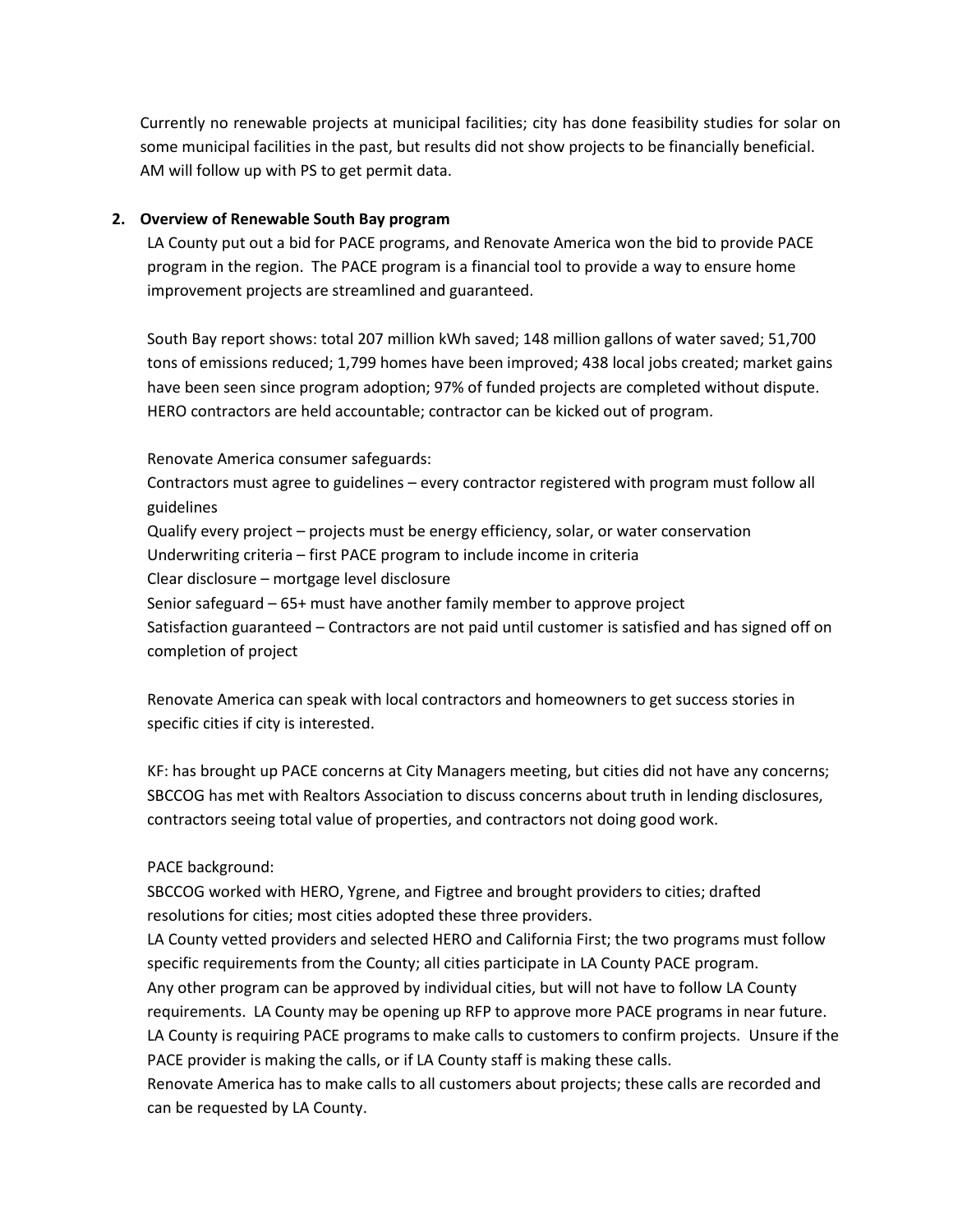Currently no renewable projects at municipal facilities; city has done feasibility studies for solar on some municipal facilities in the past, but results did not show projects to be financially beneficial. AM will follow up with PS to get permit data.

**2. Overview of Renewable South Bay program**

LA County put out a bid for PACE programs, and Renovate America won the bid to provide PACE program in the region. The PACE program is a financial tool to provide a way to ensure home improvement projects are streamlined and guaranteed.

South Bay report shows: total 207 million kWh saved; 148 million gallons of water saved; 51,700 tons of emissions reduced; 1,799 homes have been improved; 438 local jobs created; market gains have been seen since program adoption; 97% of funded projects are completed without dispute. HERO contractors are held accountable; contractor can be kicked out of program.

Renovate America consumer safeguards:
Contractors must agree to guidelines – every contractor registered with program must follow all guidelines
Qualify every project – projects must be energy efficiency, solar, or water conservation
Underwriting criteria – first PACE program to include income in criteria
Clear disclosure – mortgage level disclosure
Senior safeguard – 65+ must have another family member to approve project
Satisfaction guaranteed – Contractors are not paid until customer is satisfied and has signed off on completion of project

Renovate America can speak with local contractors and homeowners to get success stories in specific cities if city is interested.

KF: has brought up PACE concerns at City Managers meeting, but cities did not have any concerns; SBCCOG has met with Realtors Association to discuss concerns about truth in lending disclosures, contractors seeing total value of properties, and contractors not doing good work.

PACE background:
SBCCOG worked with HERO, Ygrene, and Figtree and brought providers to cities; drafted resolutions for cities; most cities adopted these three providers.
LA County vetted providers and selected HERO and California First; the two programs must follow specific requirements from the County; all cities participate in LA County PACE program.
Any other program can be approved by individual cities, but will not have to follow LA County requirements. LA County may be opening up RFP to approve more PACE programs in near future.
LA County is requiring PACE programs to make calls to customers to confirm projects. Unsure if the PACE provider is making the calls, or if LA County staff is making these calls.
Renovate America has to make calls to all customers about projects; these calls are recorded and can be requested by LA County.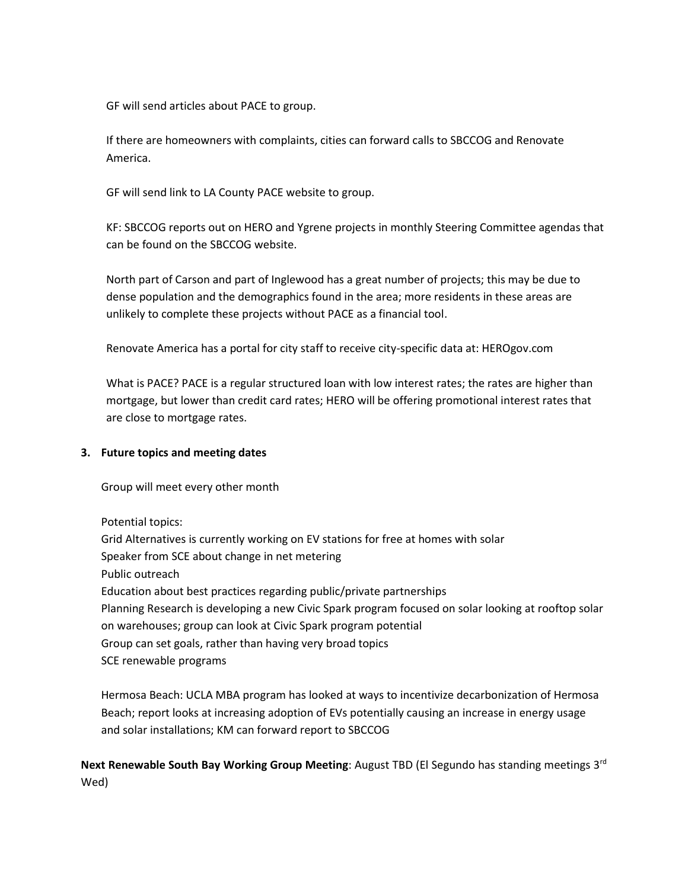GF will send articles about PACE to group.

If there are homeowners with complaints, cities can forward calls to SBCCOG and Renovate America.

GF will send link to LA County PACE website to group.

KF: SBCCOG reports out on HERO and Ygrene projects in monthly Steering Committee agendas that can be found on the SBCCOG website.

North part of Carson and part of Inglewood has a great number of projects; this may be due to dense population and the demographics found in the area; more residents in these areas are unlikely to complete these projects without PACE as a financial tool.

Renovate America has a portal for city staff to receive city-specific data at: HEROgov.com

What is PACE? PACE is a regular structured loan with low interest rates; the rates are higher than mortgage, but lower than credit card rates; HERO will be offering promotional interest rates that are close to mortgage rates.

**3. Future topics and meeting dates**

Group will meet every other month

Potential topics:
Grid Alternatives is currently working on EV stations for free at homes with solar
Speaker from SCE about change in net metering
Public outreach
Education about best practices regarding public/private partnerships
Planning Research is developing a new Civic Spark program focused on solar looking at rooftop solar on warehouses; group can look at Civic Spark program potential
Group can set goals, rather than having very broad topics
SCE renewable programs

Hermosa Beach: UCLA MBA program has looked at ways to incentivize decarbonization of Hermosa Beach; report looks at increasing adoption of EVs potentially causing an increase in energy usage and solar installations; KM can forward report to SBCCOG

**Next Renewable South Bay Working Group Meeting**: August TBD (El Segundo has standing meetings 3rd Wed)